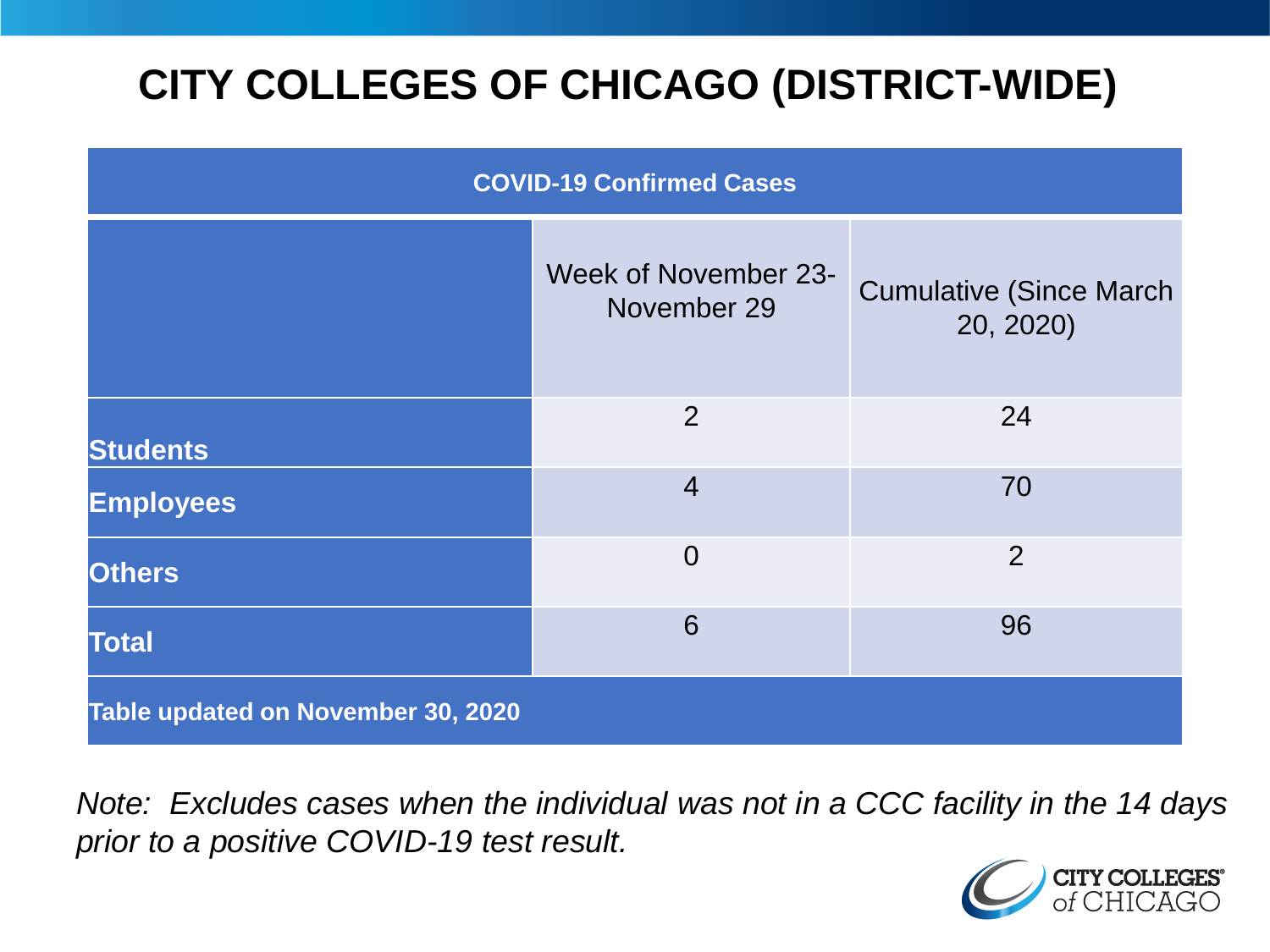# CITY COLLEGES OF CHICAGO (DISTRICT-WIDE)

| COVID-19 Confirmed Cases | | |
|---|---|---|
| | Week of November 23-November 29 | Cumulative (Since March 20, 2020) |
| **Students** | 2 | 24 |
| **Employees** | 4 | 70 |
| **Others** | 0 | 2 |
| **Total** | 6 | 96 |
| **Table updated on November 30, 2020** | | |

*Note: Excludes cases when the individual was not in a CCC facility in the 14 days prior to a positive COVID-19 test result.*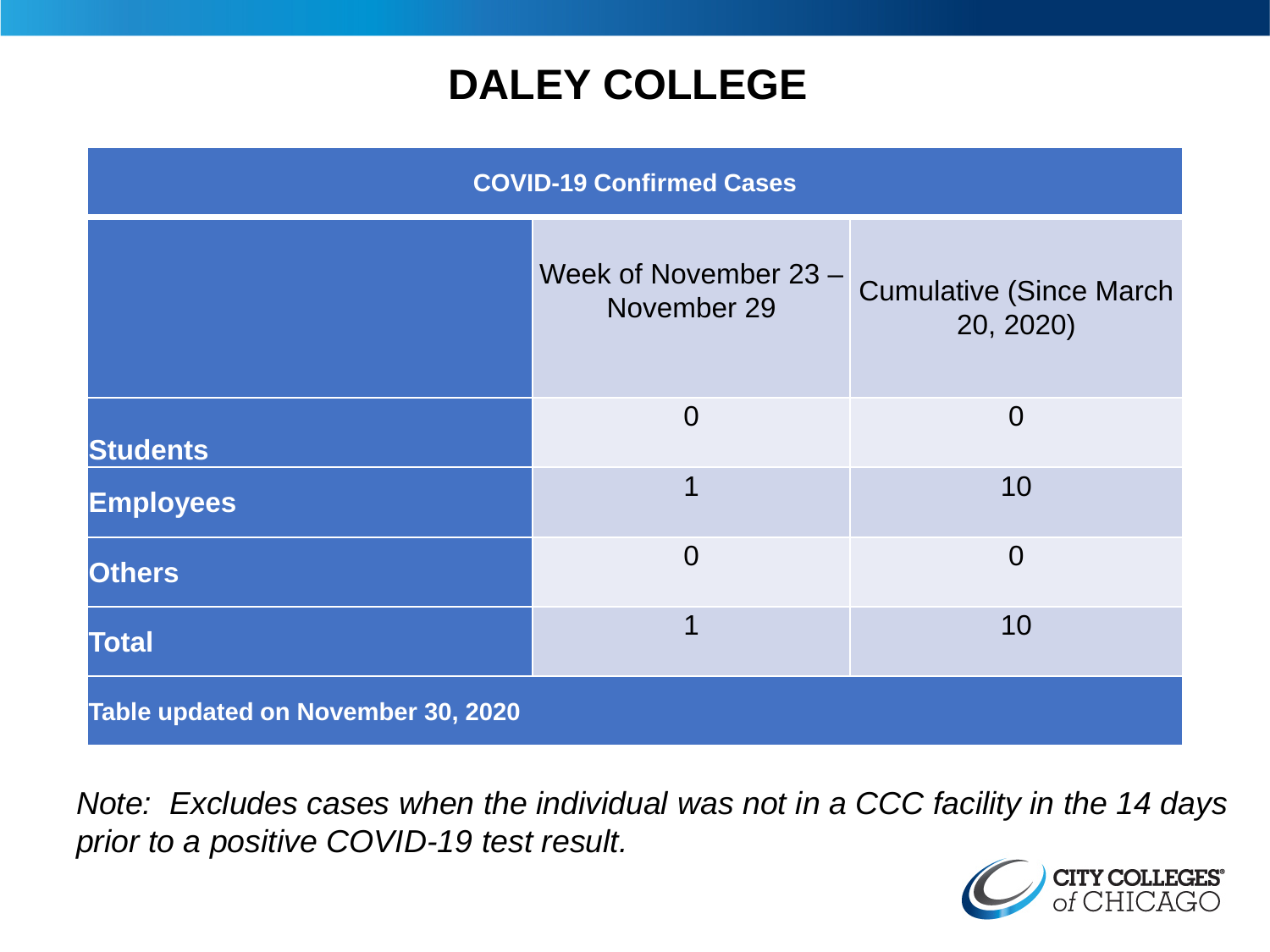# DALEY COLLEGE

| COVID-19 Confirmed Cases | | |
|---|---|---|
| | Week of November 23 – November 29 | Cumulative (Since March 20, 2020) |
| **Students** | 0 | 0 |
| **Employees** | 1 | 10 |
| **Others** | 0 | 0 |
| **Total** | 1 | 10 |
| **Table updated on November 30, 2020** | | |

*Note: Excludes cases when the individual was not in a CCC facility in the 14 days prior to a positive COVID-19 test result.*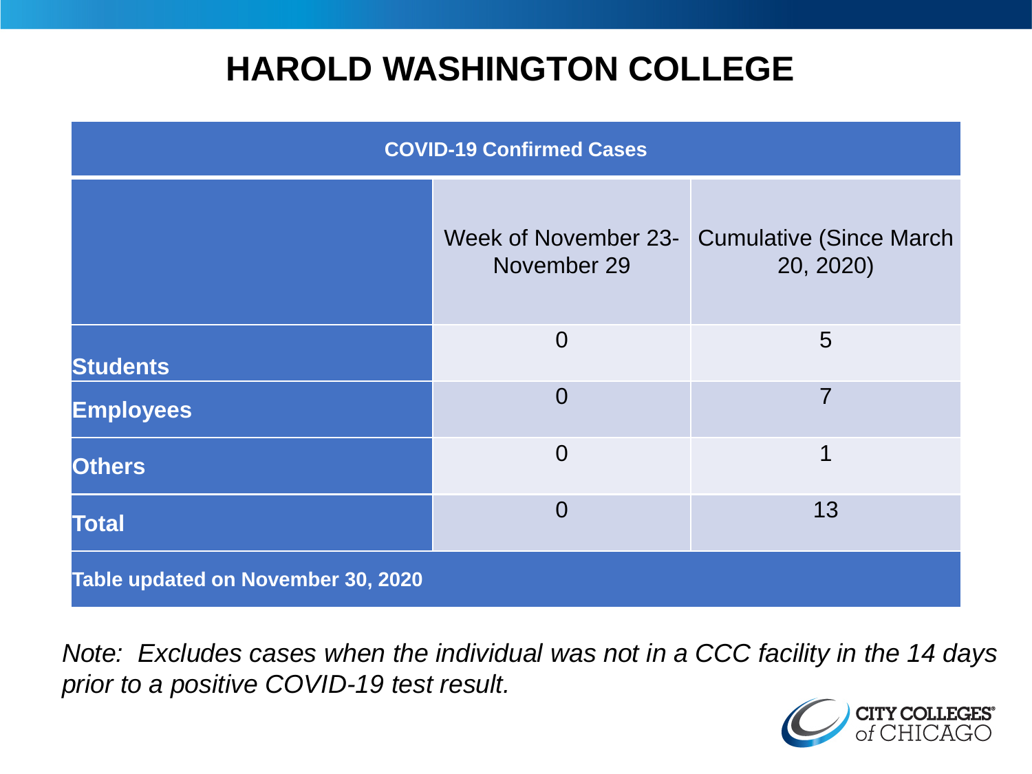# HAROLD WASHINGTON COLLEGE

| COVID-19 Confirmed Cases | | |
|---|---|---|
| | Week of November 23-November 29 | Cumulative (Since March 20, 2020) |
| **Students** | 0 | 5 |
| **Employees** | 0 | 7 |
| **Others** | 0 | 1 |
| **Total** | 0 | 13 |
| **Table updated on November 30, 2020** | | |

*Note: Excludes cases when the individual was not in a CCC facility in the 14 days prior to a positive COVID-19 test result.*

CITY COLLEGES of CHICAGO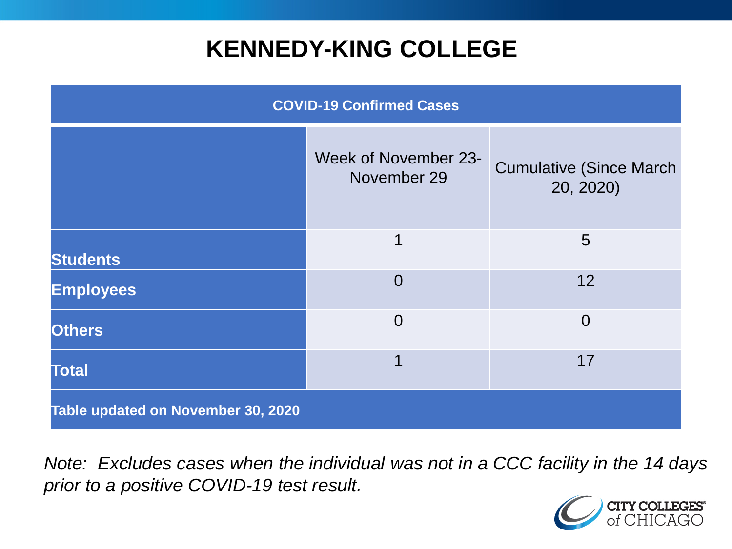# KENNEDY-KING COLLEGE

| COVID-19 Confirmed Cases | | |
|---|---|---|
| | Week of November 23-November 29 | Cumulative (Since March 20, 2020) |
| **Students** | 1 | 5 |
| **Employees** | 0 | 12 |
| **Others** | 0 | 0 |
| **Total** | 1 | 17 |

**Table updated on November 30, 2020**

*Note: Excludes cases when the individual was not in a CCC facility in the 14 days prior to a positive COVID-19 test result.*

CITY COLLEGES of CHICAGO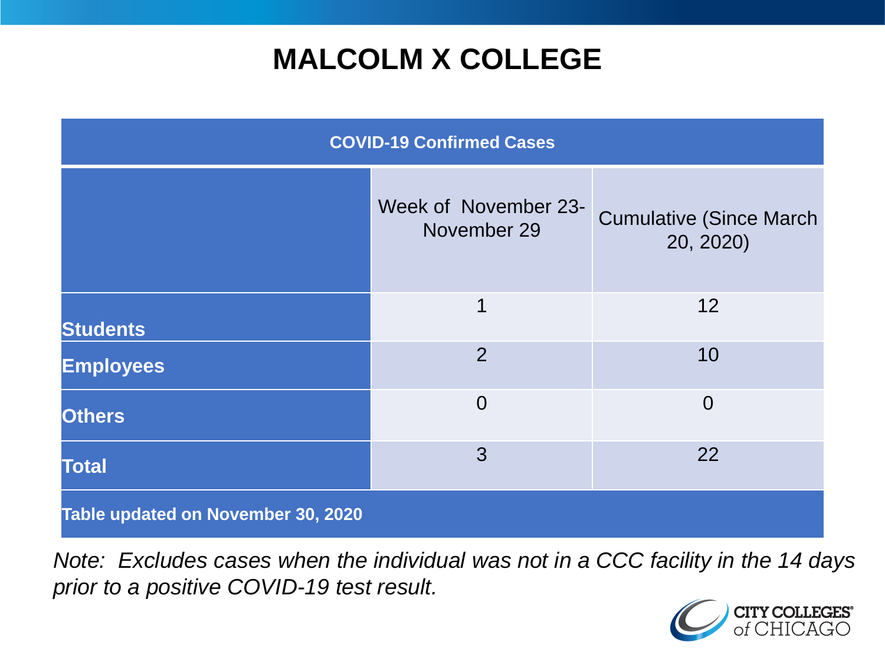# MALCOLM X COLLEGE

| COVID-19 Confirmed Cases | | |
|---|---|---|
| | Week of November 23-November 29 | Cumulative (Since March 20, 2020) |
| **Students** | 1 | 12 |
| **Employees** | 2 | 10 |
| **Others** | 0 | 0 |
| **Total** | 3 | 22 |
| **Table updated on November 30, 2020** | | |

*Note: Excludes cases when the individual was not in a CCC facility in the 14 days prior to a positive COVID-19 test result.*

CITY COLLEGES of CHICAGO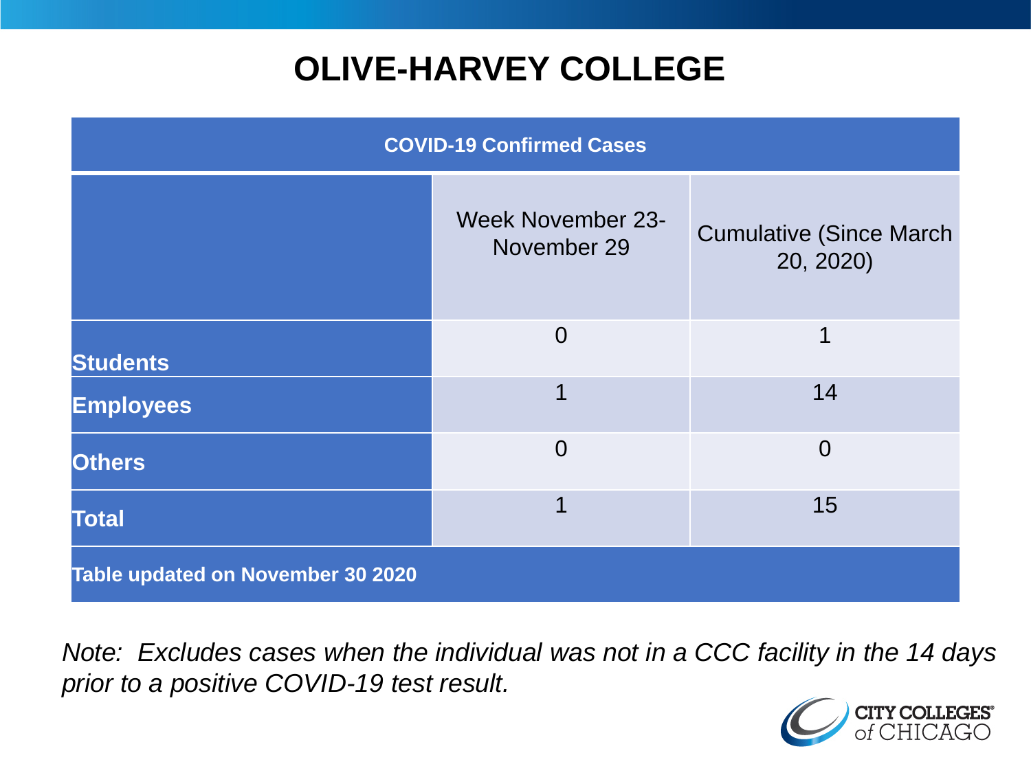# OLIVE-HARVEY COLLEGE

| COVID-19 Confirmed Cases | | |
|---|---|---|
| | Week November 23-November 29 | Cumulative (Since March 20, 2020) |
| **Students** | 0 | 1 |
| **Employees** | 1 | 14 |
| **Others** | 0 | 0 |
| **Total** | 1 | 15 |
| **Table updated on November 30 2020** | | |

*Note: Excludes cases when the individual was not in a CCC facility in the 14 days prior to a positive COVID-19 test result.*

CITY COLLEGES of CHICAGO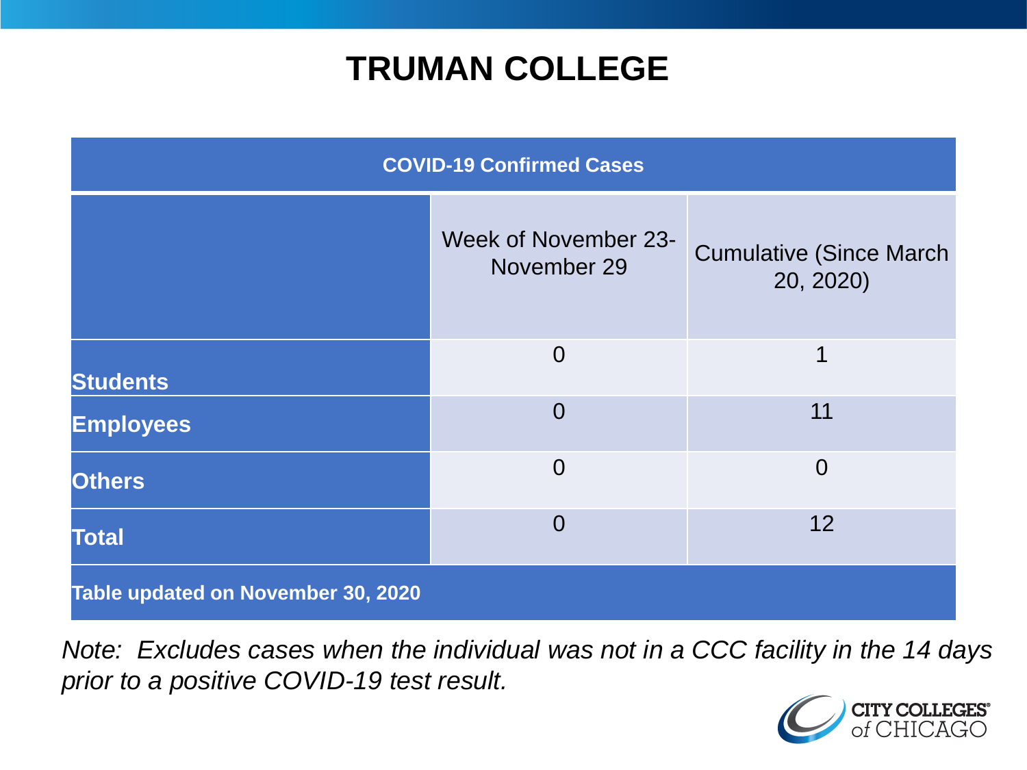# TRUMAN COLLEGE

| COVID-19 Confirmed Cases | | |
|---|---|---|
| | Week of November 23-November 29 | Cumulative (Since March 20, 2020) |
| **Students** | 0 | 1 |
| **Employees** | 0 | 11 |
| **Others** | 0 | 0 |
| **Total** | 0 | 12 |
| **Table updated on November 30, 2020** | | |

*Note: Excludes cases when the individual was not in a CCC facility in the 14 days prior to a positive COVID-19 test result.*

CITY COLLEGES of CHICAGO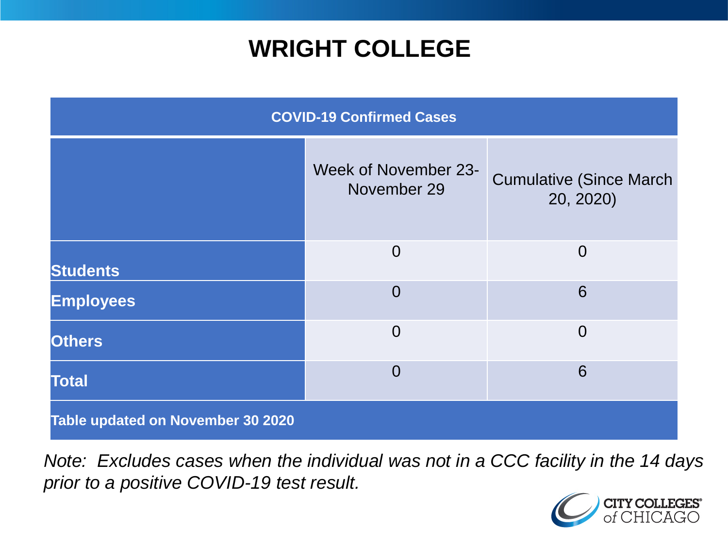# WRIGHT COLLEGE

| COVID-19 Confirmed Cases | | |
|---|---|---|
| | Week of November 23-November 29 | Cumulative (Since March 20, 2020) |
| **Students** | 0 | 0 |
| **Employees** | 0 | 6 |
| **Others** | 0 | 0 |
| **Total** | 0 | 6 |
| **Table updated on November 30 2020** | | |

*Note: Excludes cases when the individual was not in a CCC facility in the 14 days prior to a positive COVID-19 test result.*

CITY COLLEGES of CHICAGO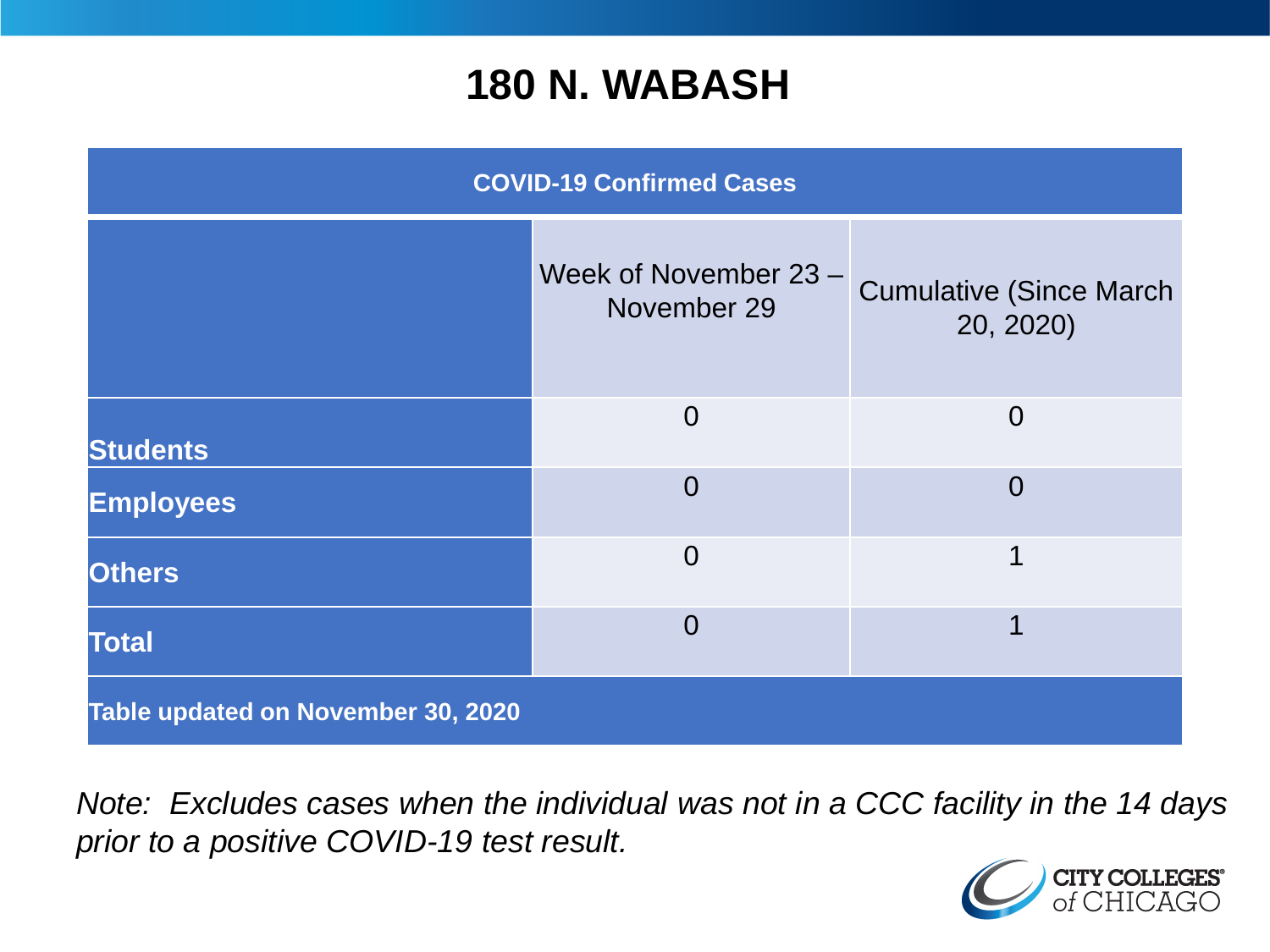# 180 N. WABASH

| COVID-19 Confirmed Cases | | |
|---|---|---|
| | Week of November 23 – November 29 | Cumulative (Since March 20, 2020) |
| **Students** | 0 | 0 |
| **Employees** | 0 | 0 |
| **Others** | 0 | 1 |
| **Total** | 0 | 1 |
| **Table updated on November 30, 2020** | | |

*Note: Excludes cases when the individual was not in a CCC facility in the 14 days prior to a positive COVID-19 test result.*

CITY COLLEGES of CHICAGO